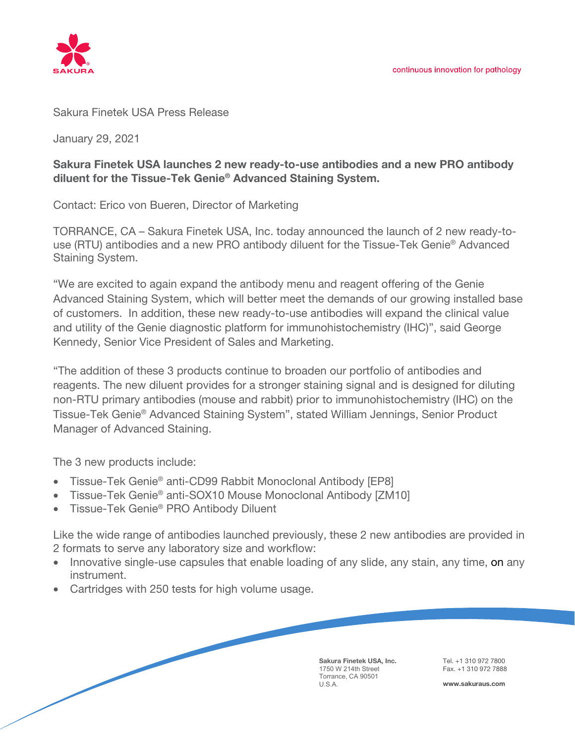Sakura Finetek USA Press Release

January 29, 2021

**Sakura Finetek USA launches 2 new ready-to-use antibodies and a new PRO antibody diluent for the Tissue-Tek Genie® Advanced Staining System.**

Contact: Erico von Bueren, Director of Marketing

TORRANCE, CA – Sakura Finetek USA, Inc. today announced the launch of 2 new ready-to-use (RTU) antibodies and a new PRO antibody diluent for the Tissue-Tek Genie® Advanced Staining System.

"We are excited to again expand the antibody menu and reagent offering of the Genie Advanced Staining System, which will better meet the demands of our growing installed base of customers. In addition, these new ready-to-use antibodies will expand the clinical value and utility of the Genie diagnostic platform for immunohistochemistry (IHC)", said George Kennedy, Senior Vice President of Sales and Marketing.

"The addition of these 3 products continue to broaden our portfolio of antibodies and reagents. The new diluent provides for a stronger staining signal and is designed for diluting non-RTU primary antibodies (mouse and rabbit) prior to immunohistochemistry (IHC) on the Tissue-Tek Genie® Advanced Staining System", stated William Jennings, Senior Product Manager of Advanced Staining.

The 3 new products include:

- Tissue-Tek Genie® anti-CD99 Rabbit Monoclonal Antibody [EP8]
- Tissue-Tek Genie® anti-SOX10 Mouse Monoclonal Antibody [ZM10]
- Tissue-Tek Genie® PRO Antibody Diluent

Like the wide range of antibodies launched previously, these 2 new antibodies are provided in 2 formats to serve any laboratory size and workflow:

- Innovative single-use capsules that enable loading of any slide, any stain, any time, on any instrument.
- Cartridges with 250 tests for high volume usage.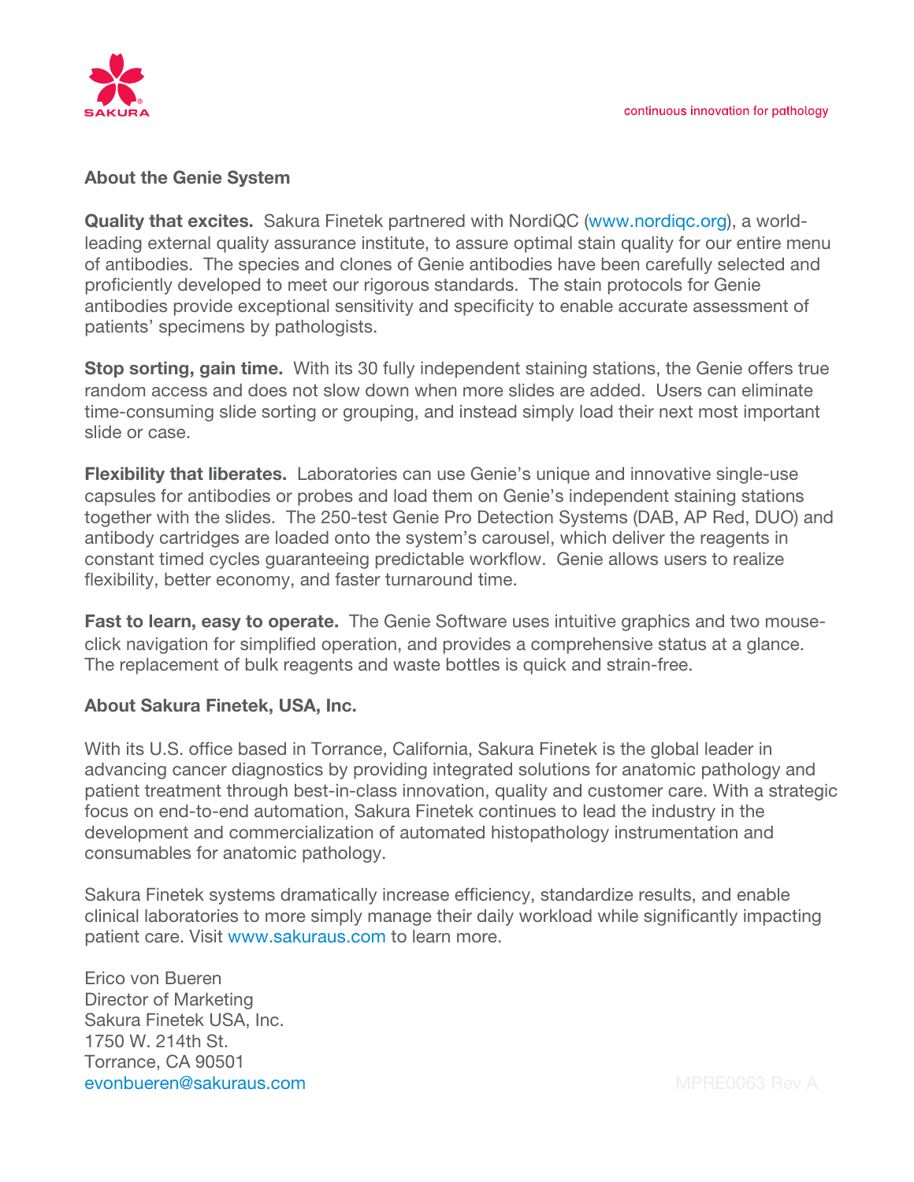## About the Genie System

**Quality that excites.** Sakura Finetek partnered with NordiQC (www.nordiqc.org), a world-leading external quality assurance institute, to assure optimal stain quality for our entire menu of antibodies. The species and clones of Genie antibodies have been carefully selected and proficiently developed to meet our rigorous standards. The stain protocols for Genie antibodies provide exceptional sensitivity and specificity to enable accurate assessment of patients' specimens by pathologists.

**Stop sorting, gain time.** With its 30 fully independent staining stations, the Genie offers true random access and does not slow down when more slides are added. Users can eliminate time-consuming slide sorting or grouping, and instead simply load their next most important slide or case.

**Flexibility that liberates.** Laboratories can use Genie's unique and innovative single-use capsules for antibodies or probes and load them on Genie's independent staining stations together with the slides. The 250-test Genie Pro Detection Systems (DAB, AP Red, DUO) and antibody cartridges are loaded onto the system's carousel, which deliver the reagents in constant timed cycles guaranteeing predictable workflow. Genie allows users to realize flexibility, better economy, and faster turnaround time.

**Fast to learn, easy to operate.** The Genie Software uses intuitive graphics and two mouse-click navigation for simplified operation, and provides a comprehensive status at a glance. The replacement of bulk reagents and waste bottles is quick and strain-free.

## About Sakura Finetek, USA, Inc.

With its U.S. office based in Torrance, California, Sakura Finetek is the global leader in advancing cancer diagnostics by providing integrated solutions for anatomic pathology and patient treatment through best-in-class innovation, quality and customer care. With a strategic focus on end-to-end automation, Sakura Finetek continues to lead the industry in the development and commercialization of automated histopathology instrumentation and consumables for anatomic pathology.

Sakura Finetek systems dramatically increase efficiency, standardize results, and enable clinical laboratories to more simply manage their daily workload while significantly impacting patient care. Visit www.sakuraus.com to learn more.

Erico von Bueren
Director of Marketing
Sakura Finetek USA, Inc.
1750 W. 214th St.
Torrance, CA 90501
evonbueren@sakuraus.com

MPRE0063 Rev A